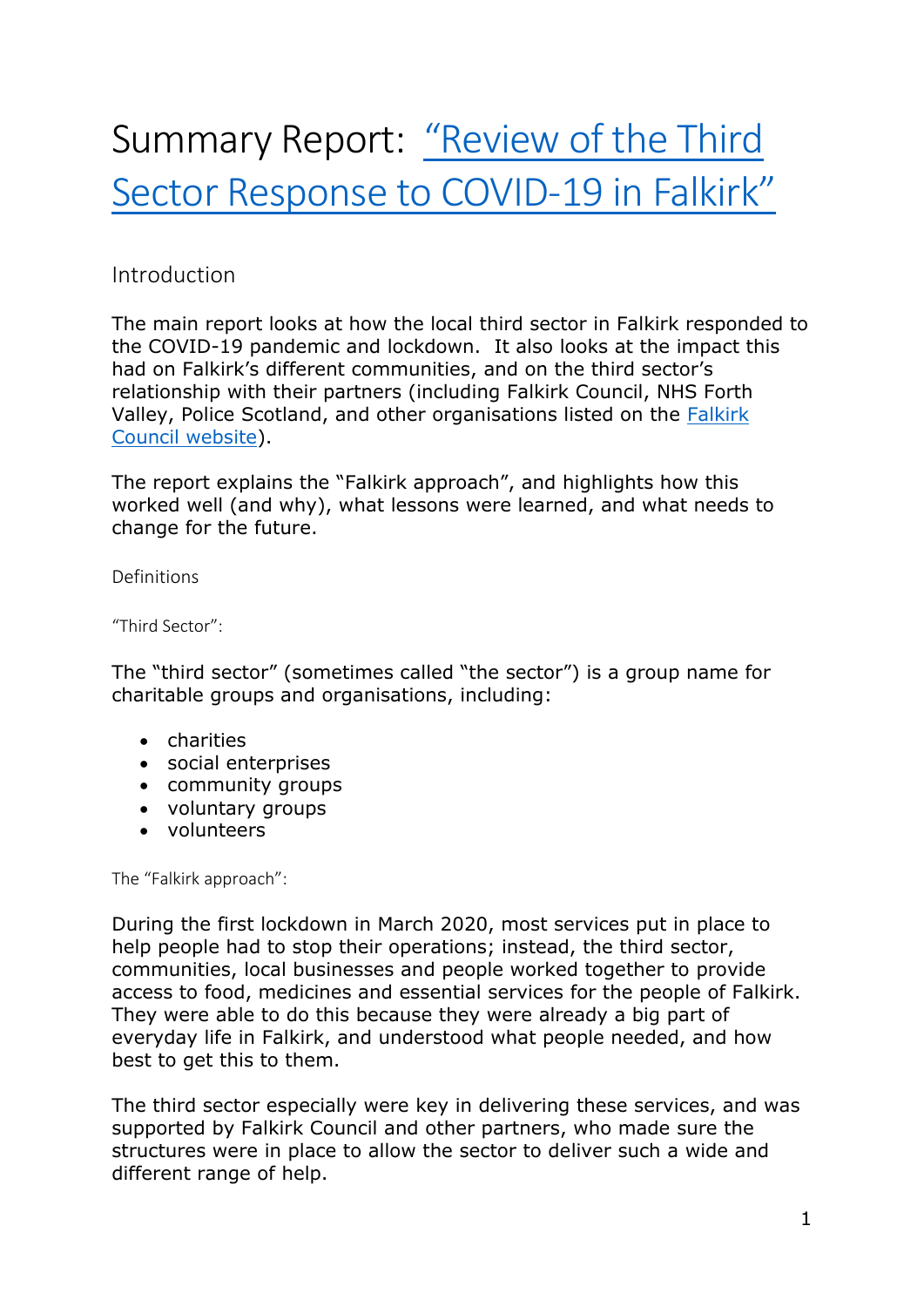# Summary Report: “Review of the Third Sector Response to COVID-19 in Falkirk”

## Introduction

The main report looks at how the local third sector in Falkirk responded to the COVID-19 pandemic and lockdown. It also looks at the impact this had on Falkirk’s different communities, and on the third sector’s relationship with their partners (including Falkirk Council, NHS Forth Valley, Police Scotland, and other organisations listed on the Falkirk Council website).

The report explains the “Falkirk approach”, and highlights how this worked well (and why), what lessons were learned, and what needs to change for the future.

### Definitions

#### “Third Sector”:

The “third sector” (sometimes called “the sector”) is a group name for charitable groups and organisations, including:

- charities
- social enterprises
- community groups
- voluntary groups
- volunteers

#### The “Falkirk approach”:

During the first lockdown in March 2020, most services put in place to help people had to stop their operations; instead, the third sector, communities, local businesses and people worked together to provide access to food, medicines and essential services for the people of Falkirk. They were able to do this because they were already a big part of everyday life in Falkirk, and understood what people needed, and how best to get this to them.

The third sector especially were key in delivering these services, and was supported by Falkirk Council and other partners, who made sure the structures were in place to allow the sector to deliver such a wide and different range of help.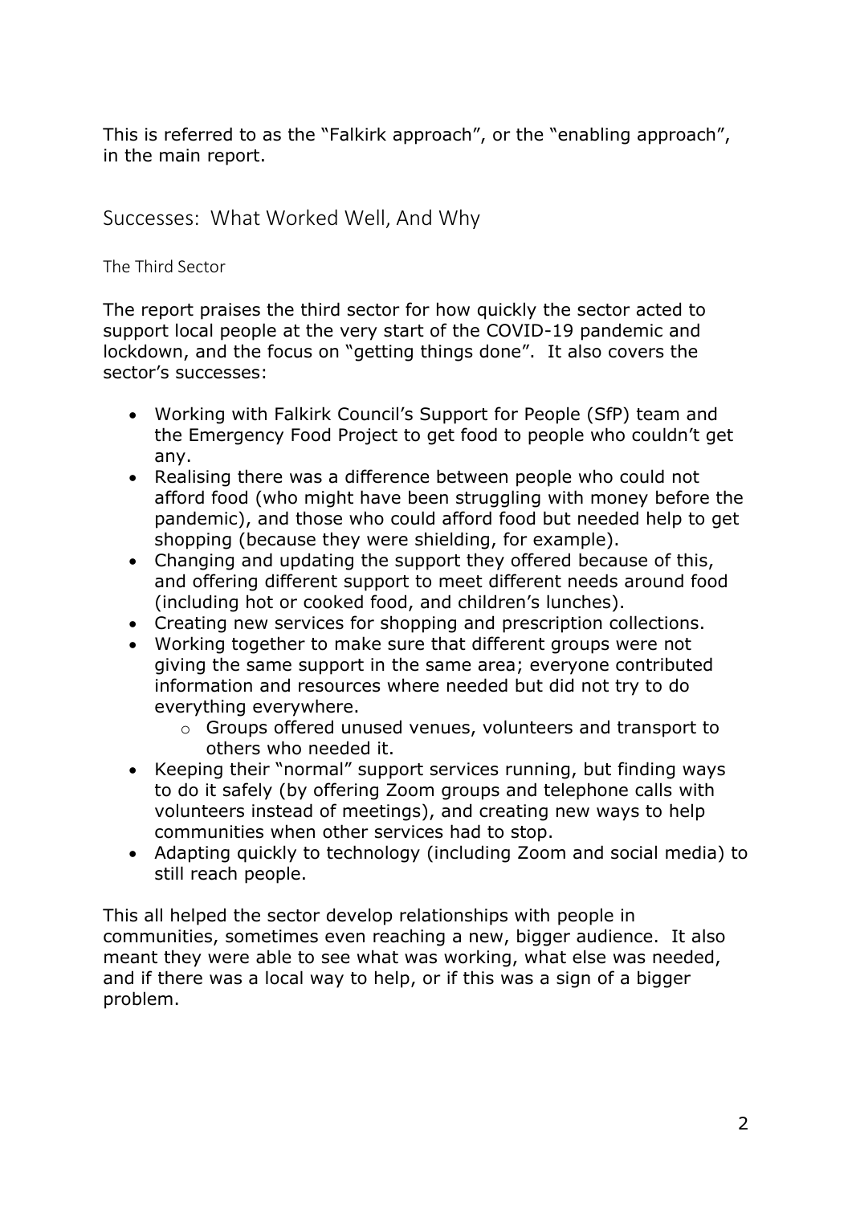This is referred to as the "Falkirk approach", or the "enabling approach", in the main report.

## Successes: What Worked Well, And Why

### The Third Sector

The report praises the third sector for how quickly the sector acted to support local people at the very start of the COVID-19 pandemic and lockdown, and the focus on "getting things done". It also covers the sector's successes:

- Working with Falkirk Council's Support for People (SfP) team and the Emergency Food Project to get food to people who couldn't get any.
- Realising there was a difference between people who could not afford food (who might have been struggling with money before the pandemic), and those who could afford food but needed help to get shopping (because they were shielding, for example).
- Changing and updating the support they offered because of this, and offering different support to meet different needs around food (including hot or cooked food, and children's lunches).
- Creating new services for shopping and prescription collections.
- Working together to make sure that different groups were not giving the same support in the same area; everyone contributed information and resources where needed but did not try to do everything everywhere.
  - Groups offered unused venues, volunteers and transport to others who needed it.
- Keeping their "normal" support services running, but finding ways to do it safely (by offering Zoom groups and telephone calls with volunteers instead of meetings), and creating new ways to help communities when other services had to stop.
- Adapting quickly to technology (including Zoom and social media) to still reach people.

This all helped the sector develop relationships with people in communities, sometimes even reaching a new, bigger audience. It also meant they were able to see what was working, what else was needed, and if there was a local way to help, or if this was a sign of a bigger problem.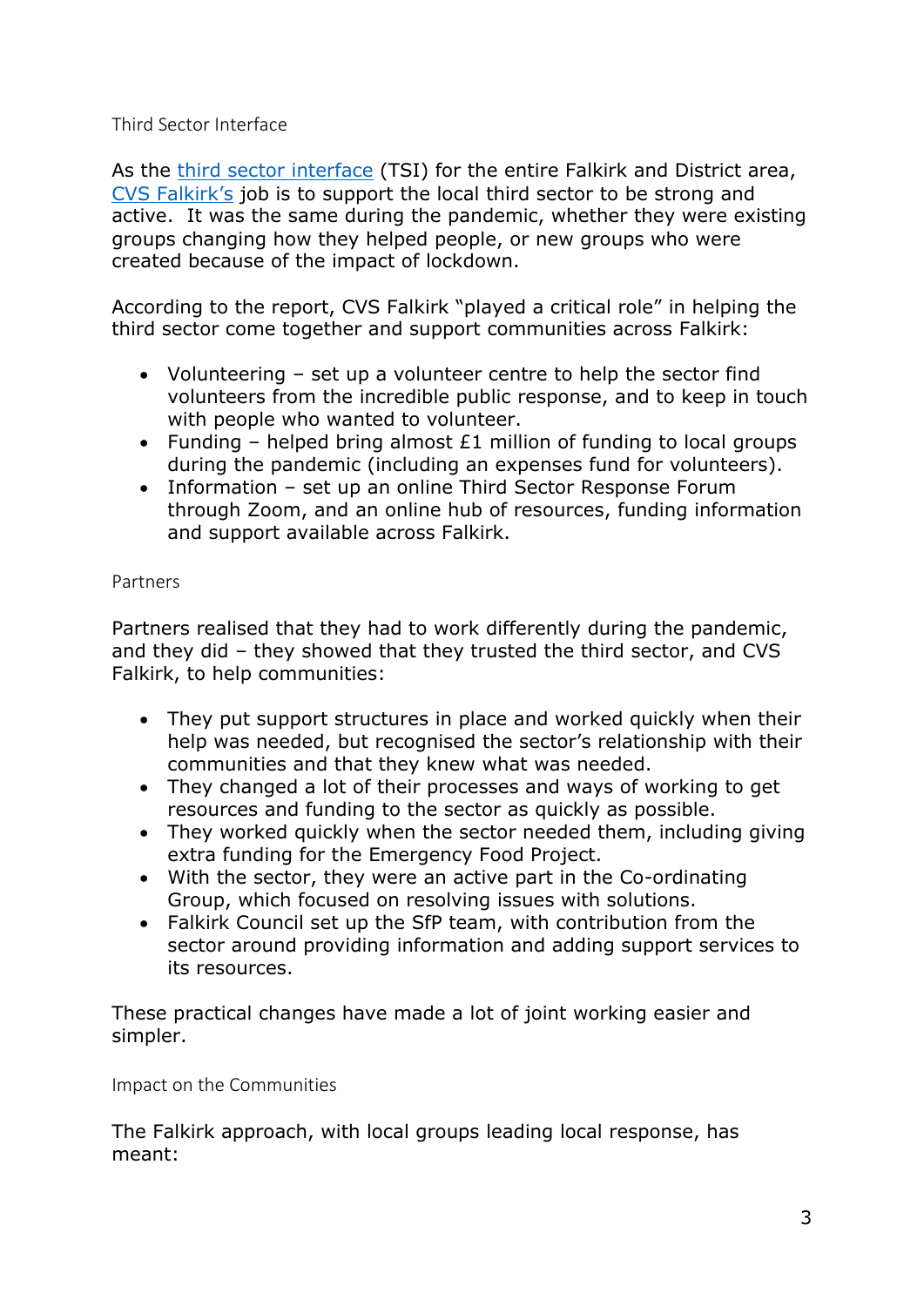## Third Sector Interface

As the [third sector interface](#) (TSI) for the entire Falkirk and District area, [CVS Falkirk's](#) job is to support the local third sector to be strong and active. It was the same during the pandemic, whether they were existing groups changing how they helped people, or new groups who were created because of the impact of lockdown.

According to the report, CVS Falkirk "played a critical role" in helping the third sector come together and support communities across Falkirk:

- Volunteering – set up a volunteer centre to help the sector find volunteers from the incredible public response, and to keep in touch with people who wanted to volunteer.
- Funding – helped bring almost £1 million of funding to local groups during the pandemic (including an expenses fund for volunteers).
- Information – set up an online Third Sector Response Forum through Zoom, and an online hub of resources, funding information and support available across Falkirk.

## Partners

Partners realised that they had to work differently during the pandemic, and they did – they showed that they trusted the third sector, and CVS Falkirk, to help communities:

- They put support structures in place and worked quickly when their help was needed, but recognised the sector's relationship with their communities and that they knew what was needed.
- They changed a lot of their processes and ways of working to get resources and funding to the sector as quickly as possible.
- They worked quickly when the sector needed them, including giving extra funding for the Emergency Food Project.
- With the sector, they were an active part in the Co-ordinating Group, which focused on resolving issues with solutions.
- Falkirk Council set up the SfP team, with contribution from the sector around providing information and adding support services to its resources.

These practical changes have made a lot of joint working easier and simpler.

## Impact on the Communities

The Falkirk approach, with local groups leading local response, has meant: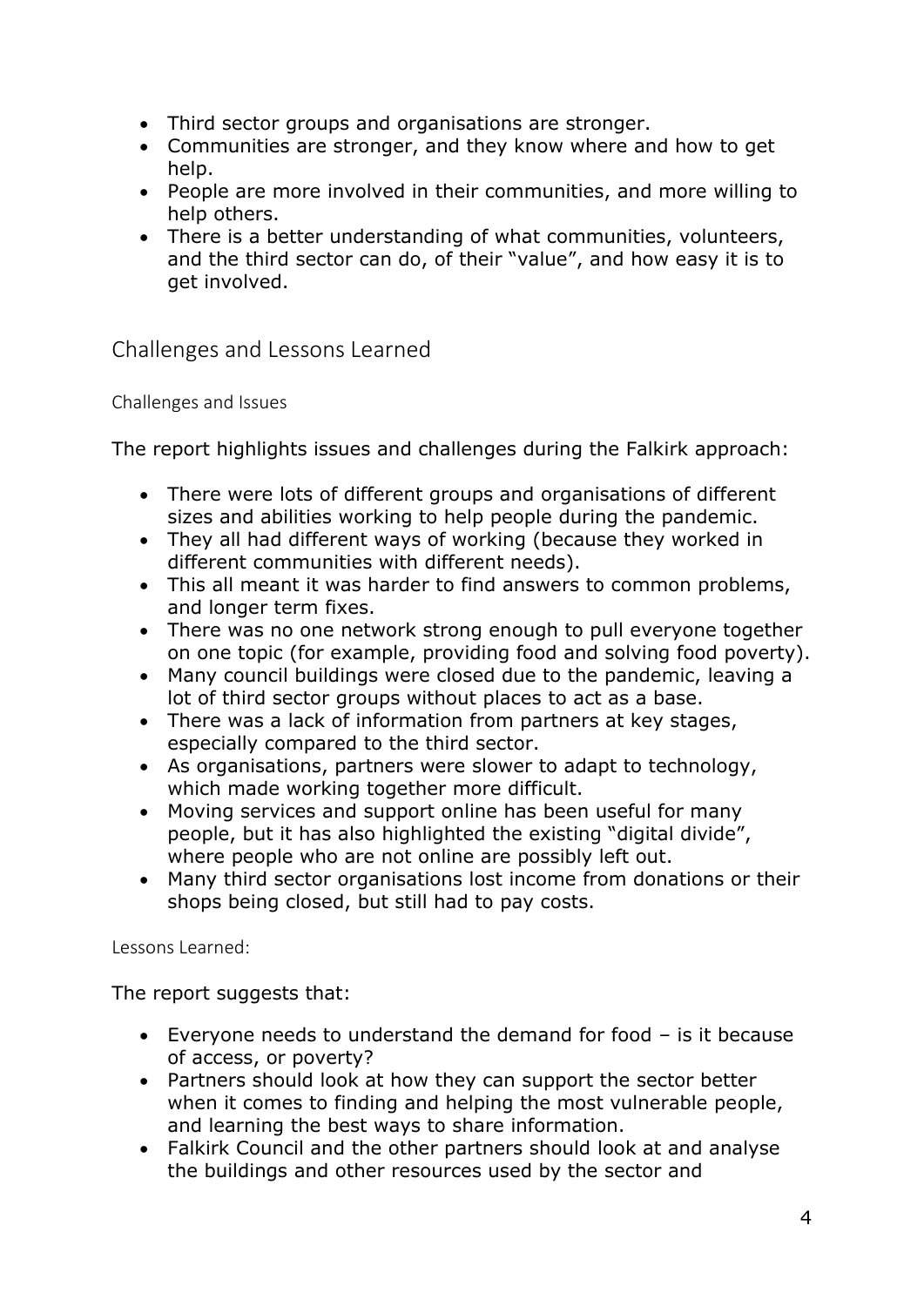- Third sector groups and organisations are stronger.
- Communities are stronger, and they know where and how to get help.
- People are more involved in their communities, and more willing to help others.
- There is a better understanding of what communities, volunteers, and the third sector can do, of their "value", and how easy it is to get involved.

## Challenges and Lessons Learned

### Challenges and Issues

The report highlights issues and challenges during the Falkirk approach:

- There were lots of different groups and organisations of different sizes and abilities working to help people during the pandemic.
- They all had different ways of working (because they worked in different communities with different needs).
- This all meant it was harder to find answers to common problems, and longer term fixes.
- There was no one network strong enough to pull everyone together on one topic (for example, providing food and solving food poverty).
- Many council buildings were closed due to the pandemic, leaving a lot of third sector groups without places to act as a base.
- There was a lack of information from partners at key stages, especially compared to the third sector.
- As organisations, partners were slower to adapt to technology, which made working together more difficult.
- Moving services and support online has been useful for many people, but it has also highlighted the existing "digital divide", where people who are not online are possibly left out.
- Many third sector organisations lost income from donations or their shops being closed, but still had to pay costs.

### Lessons Learned:

The report suggests that:

- Everyone needs to understand the demand for food – is it because of access, or poverty?
- Partners should look at how they can support the sector better when it comes to finding and helping the most vulnerable people, and learning the best ways to share information.
- Falkirk Council and the other partners should look at and analyse the buildings and other resources used by the sector and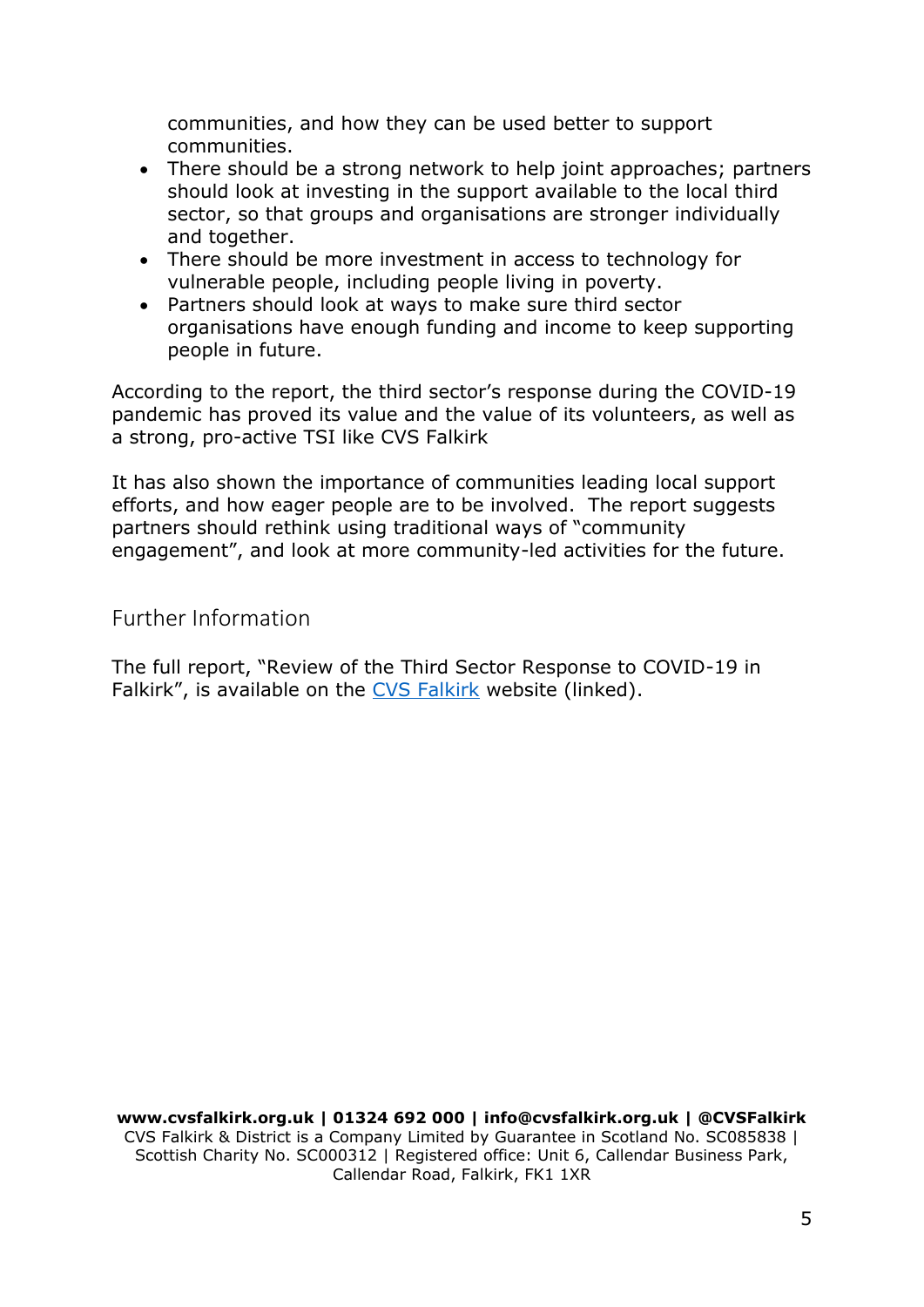communities, and how they can be used better to support communities.

- There should be a strong network to help joint approaches; partners should look at investing in the support available to the local third sector, so that groups and organisations are stronger individually and together.
- There should be more investment in access to technology for vulnerable people, including people living in poverty.
- Partners should look at ways to make sure third sector organisations have enough funding and income to keep supporting people in future.

According to the report, the third sector's response during the COVID-19 pandemic has proved its value and the value of its volunteers, as well as a strong, pro-active TSI like CVS Falkirk

It has also shown the importance of communities leading local support efforts, and how eager people are to be involved. The report suggests partners should rethink using traditional ways of "community engagement", and look at more community-led activities for the future.

## Further Information

The full report, "Review of the Third Sector Response to COVID-19 in Falkirk", is available on the CVS Falkirk website (linked).

**www.cvsfalkirk.org.uk | 01324 692 000 | info@cvsfalkirk.org.uk | @CVSFalkirk**
CVS Falkirk & District is a Company Limited by Guarantee in Scotland No. SC085838 | Scottish Charity No. SC000312 | Registered office: Unit 6, Callendar Business Park, Callendar Road, Falkirk, FK1 1XR